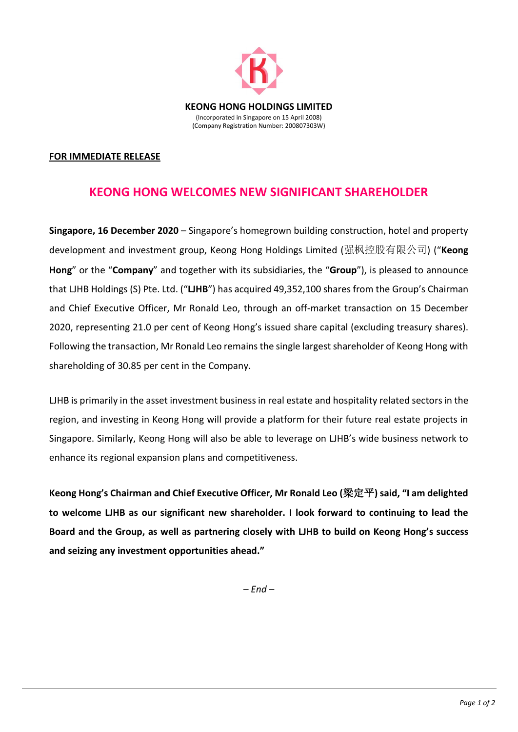**KEONG HONG HOLDINGS LIMITED**
(Incorporated in Singapore on 15 April 2008)
(Company Registration Number: 200807303W)

**FOR IMMEDIATE RELEASE**

# KEONG HONG WELCOMES NEW SIGNIFICANT SHAREHOLDER

**Singapore, 16 December 2020** – Singapore's homegrown building construction, hotel and property development and investment group, Keong Hong Holdings Limited (强枫控股有限公司) ("**Keong Hong**" or the "**Company**" and together with its subsidiaries, the "**Group**"), is pleased to announce that LJHB Holdings (S) Pte. Ltd. ("**LJHB**") has acquired 49,352,100 shares from the Group's Chairman and Chief Executive Officer, Mr Ronald Leo, through an off-market transaction on 15 December 2020, representing 21.0 per cent of Keong Hong's issued share capital (excluding treasury shares). Following the transaction, Mr Ronald Leo remains the single largest shareholder of Keong Hong with shareholding of 30.85 per cent in the Company.

LJHB is primarily in the asset investment business in real estate and hospitality related sectors in the region, and investing in Keong Hong will provide a platform for their future real estate projects in Singapore. Similarly, Keong Hong will also be able to leverage on LJHB's wide business network to enhance its regional expansion plans and competitiveness.

**Keong Hong's Chairman and Chief Executive Officer, Mr Ronald Leo (梁定平) said, "I am delighted to welcome LJHB as our significant new shareholder. I look forward to continuing to lead the Board and the Group, as well as partnering closely with LJHB to build on Keong Hong's success and seizing any investment opportunities ahead."**

*– End –*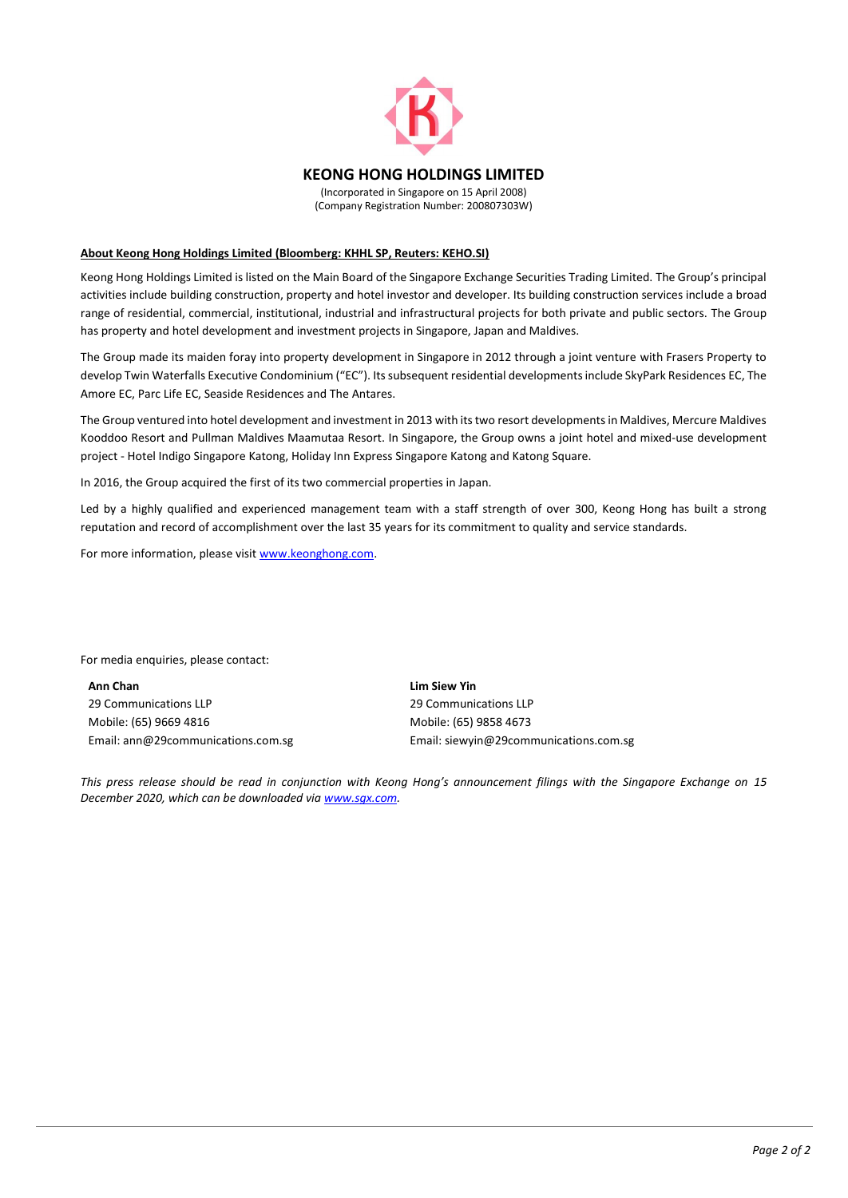**KEONG HONG HOLDINGS LIMITED**

(Incorporated in Singapore on 15 April 2008)
(Company Registration Number: 200807303W)

**About Keong Hong Holdings Limited (Bloomberg: KHHL SP, Reuters: KEHO.SI)**

Keong Hong Holdings Limited is listed on the Main Board of the Singapore Exchange Securities Trading Limited. The Group's principal activities include building construction, property and hotel investor and developer. Its building construction services include a broad range of residential, commercial, institutional, industrial and infrastructural projects for both private and public sectors. The Group has property and hotel development and investment projects in Singapore, Japan and Maldives.

The Group made its maiden foray into property development in Singapore in 2012 through a joint venture with Frasers Property to develop Twin Waterfalls Executive Condominium ("EC"). Its subsequent residential developments include SkyPark Residences EC, The Amore EC, Parc Life EC, Seaside Residences and The Antares.

The Group ventured into hotel development and investment in 2013 with its two resort developments in Maldives, Mercure Maldives Kooddoo Resort and Pullman Maldives Maamutaa Resort. In Singapore, the Group owns a joint hotel and mixed-use development project - Hotel Indigo Singapore Katong, Holiday Inn Express Singapore Katong and Katong Square.

In 2016, the Group acquired the first of its two commercial properties in Japan.

Led by a highly qualified and experienced management team with a staff strength of over 300, Keong Hong has built a strong reputation and record of accomplishment over the last 35 years for its commitment to quality and service standards.

For more information, please visit www.keonghong.com.

For media enquiries, please contact:

**Ann Chan**
29 Communications LLP
Mobile: (65) 9669 4816
Email: ann@29communications.com.sg

**Lim Siew Yin**
29 Communications LLP
Mobile: (65) 9858 4673
Email: siewyin@29communications.com.sg

*This press release should be read in conjunction with Keong Hong's announcement filings with the Singapore Exchange on 15 December 2020, which can be downloaded via www.sgx.com.*